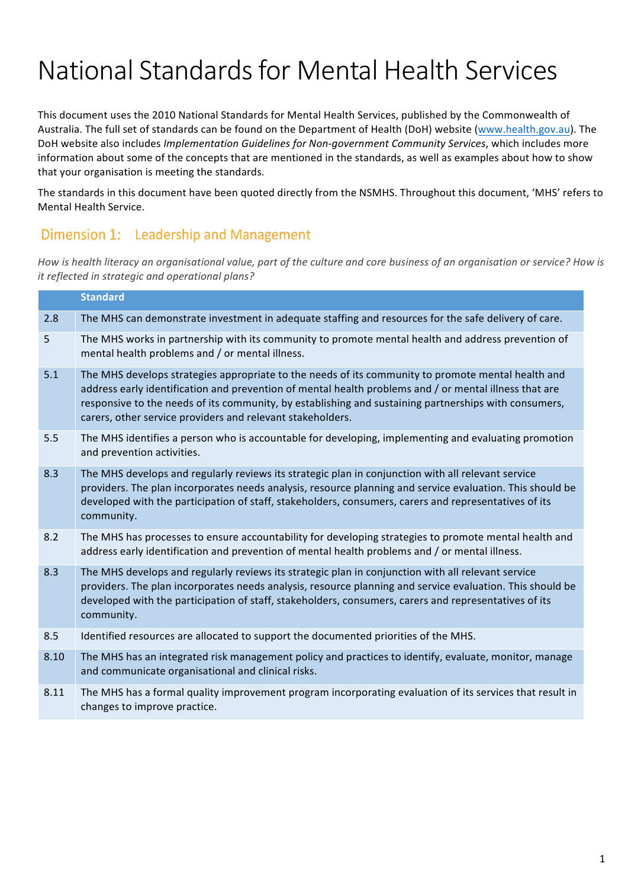# National Standards for Mental Health Services

This document uses the 2010 National Standards for Mental Health Services, published by the Commonwealth of Australia. The full set of standards can be found on the Department of Health (DoH) website (www.health.gov.au). The DoH website also includes *Implementation Guidelines for Non-government Community Services*, which includes more information about some of the concepts that are mentioned in the standards, as well as examples about how to show that your organisation is meeting the standards.

The standards in this document have been quoted directly from the NSMHS. Throughout this document, 'MHS' refers to Mental Health Service.

## Dimension 1: Leadership and Management

*How is health literacy an organisational value, part of the culture and core business of an organisation or service? How is it reflected in strategic and operational plans?*

| | Standard |
|---|---|
| 2.8 | The MHS can demonstrate investment in adequate staffing and resources for the safe delivery of care. |
| 5 | The MHS works in partnership with its community to promote mental health and address prevention of mental health problems and / or mental illness. |
| 5.1 | The MHS develops strategies appropriate to the needs of its community to promote mental health and address early identification and prevention of mental health problems and / or mental illness that are responsive to the needs of its community, by establishing and sustaining partnerships with consumers, carers, other service providers and relevant stakeholders. |
| 5.5 | The MHS identifies a person who is accountable for developing, implementing and evaluating promotion and prevention activities. |
| 8.3 | The MHS develops and regularly reviews its strategic plan in conjunction with all relevant service providers. The plan incorporates needs analysis, resource planning and service evaluation. This should be developed with the participation of staff, stakeholders, consumers, carers and representatives of its community. |
| 8.2 | The MHS has processes to ensure accountability for developing strategies to promote mental health and address early identification and prevention of mental health problems and / or mental illness. |
| 8.3 | The MHS develops and regularly reviews its strategic plan in conjunction with all relevant service providers. The plan incorporates needs analysis, resource planning and service evaluation. This should be developed with the participation of staff, stakeholders, consumers, carers and representatives of its community. |
| 8.5 | Identified resources are allocated to support the documented priorities of the MHS. |
| 8.10 | The MHS has an integrated risk management policy and practices to identify, evaluate, monitor, manage and communicate organisational and clinical risks. |
| 8.11 | The MHS has a formal quality improvement program incorporating evaluation of its services that result in changes to improve practice. |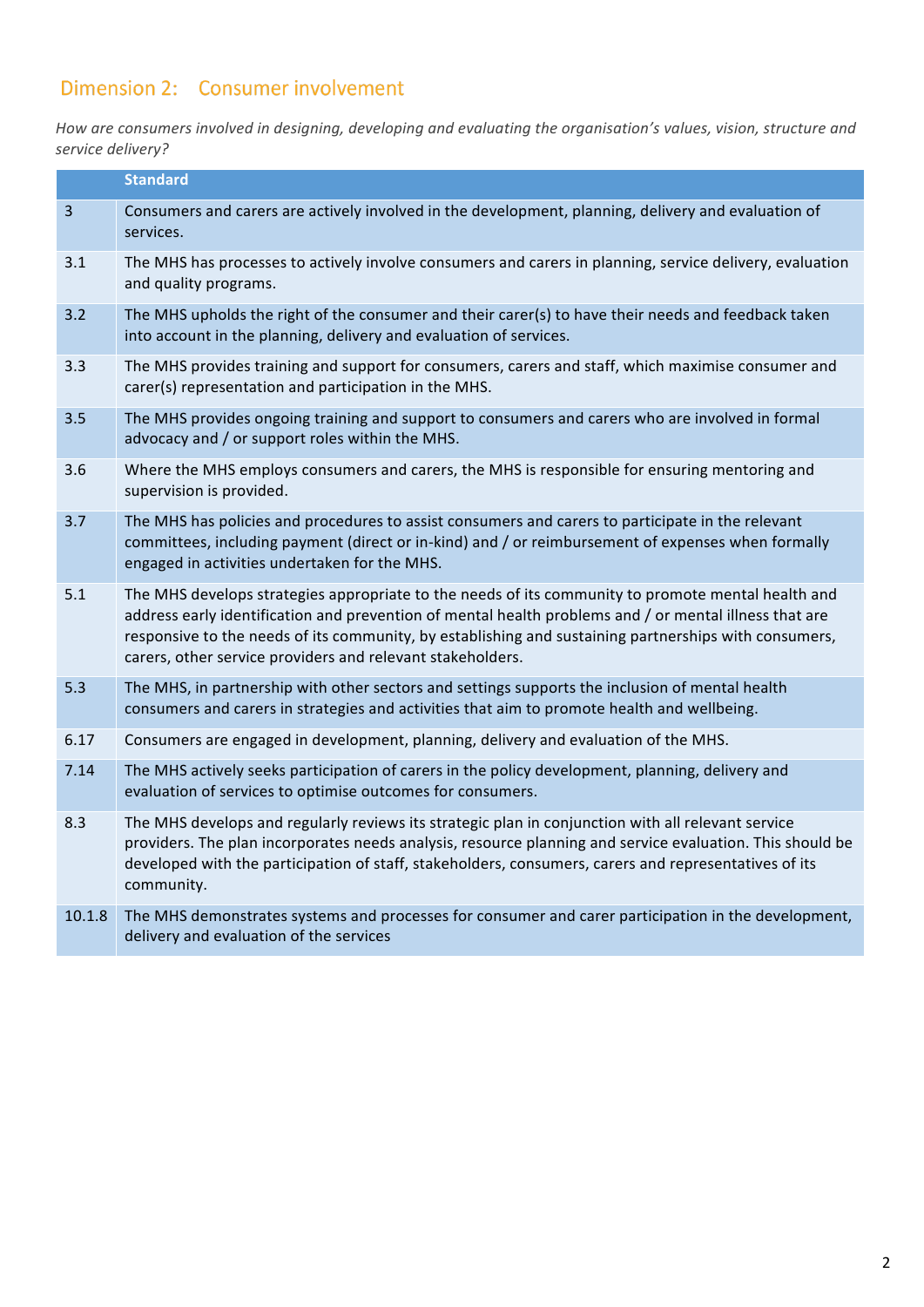## Dimension 2: Consumer involvement

*How are consumers involved in designing, developing and evaluating the organisation's values, vision, structure and service delivery?*

| | Standard |
|---|---|
| 3 | Consumers and carers are actively involved in the development, planning, delivery and evaluation of services. |
| 3.1 | The MHS has processes to actively involve consumers and carers in planning, service delivery, evaluation and quality programs. |
| 3.2 | The MHS upholds the right of the consumer and their carer(s) to have their needs and feedback taken into account in the planning, delivery and evaluation of services. |
| 3.3 | The MHS provides training and support for consumers, carers and staff, which maximise consumer and carer(s) representation and participation in the MHS. |
| 3.5 | The MHS provides ongoing training and support to consumers and carers who are involved in formal advocacy and / or support roles within the MHS. |
| 3.6 | Where the MHS employs consumers and carers, the MHS is responsible for ensuring mentoring and supervision is provided. |
| 3.7 | The MHS has policies and procedures to assist consumers and carers to participate in the relevant committees, including payment (direct or in-kind) and / or reimbursement of expenses when formally engaged in activities undertaken for the MHS. |
| 5.1 | The MHS develops strategies appropriate to the needs of its community to promote mental health and address early identification and prevention of mental health problems and / or mental illness that are responsive to the needs of its community, by establishing and sustaining partnerships with consumers, carers, other service providers and relevant stakeholders. |
| 5.3 | The MHS, in partnership with other sectors and settings supports the inclusion of mental health consumers and carers in strategies and activities that aim to promote health and wellbeing. |
| 6.17 | Consumers are engaged in development, planning, delivery and evaluation of the MHS. |
| 7.14 | The MHS actively seeks participation of carers in the policy development, planning, delivery and evaluation of services to optimise outcomes for consumers. |
| 8.3 | The MHS develops and regularly reviews its strategic plan in conjunction with all relevant service providers. The plan incorporates needs analysis, resource planning and service evaluation. This should be developed with the participation of staff, stakeholders, consumers, carers and representatives of its community. |
| 10.1.8 | The MHS demonstrates systems and processes for consumer and carer participation in the development, delivery and evaluation of the services |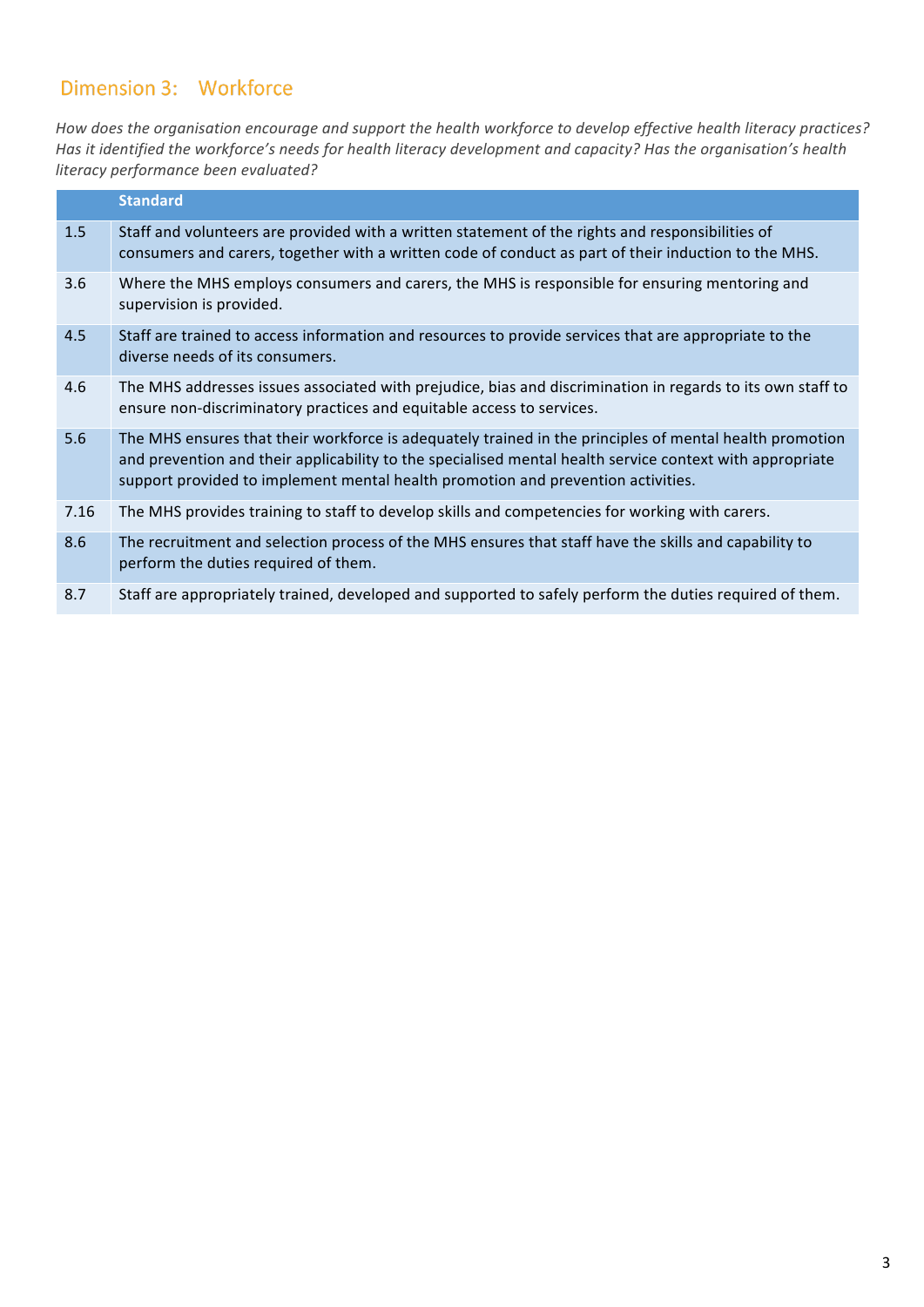## Dimension 3: Workforce

*How does the organisation encourage and support the health workforce to develop effective health literacy practices? Has it identified the workforce's needs for health literacy development and capacity? Has the organisation's health literacy performance been evaluated?*

| | Standard |
|---|---|
| 1.5 | Staff and volunteers are provided with a written statement of the rights and responsibilities of consumers and carers, together with a written code of conduct as part of their induction to the MHS. |
| 3.6 | Where the MHS employs consumers and carers, the MHS is responsible for ensuring mentoring and supervision is provided. |
| 4.5 | Staff are trained to access information and resources to provide services that are appropriate to the diverse needs of its consumers. |
| 4.6 | The MHS addresses issues associated with prejudice, bias and discrimination in regards to its own staff to ensure non-discriminatory practices and equitable access to services. |
| 5.6 | The MHS ensures that their workforce is adequately trained in the principles of mental health promotion and prevention and their applicability to the specialised mental health service context with appropriate support provided to implement mental health promotion and prevention activities. |
| 7.16 | The MHS provides training to staff to develop skills and competencies for working with carers. |
| 8.6 | The recruitment and selection process of the MHS ensures that staff have the skills and capability to perform the duties required of them. |
| 8.7 | Staff are appropriately trained, developed and supported to safely perform the duties required of them. |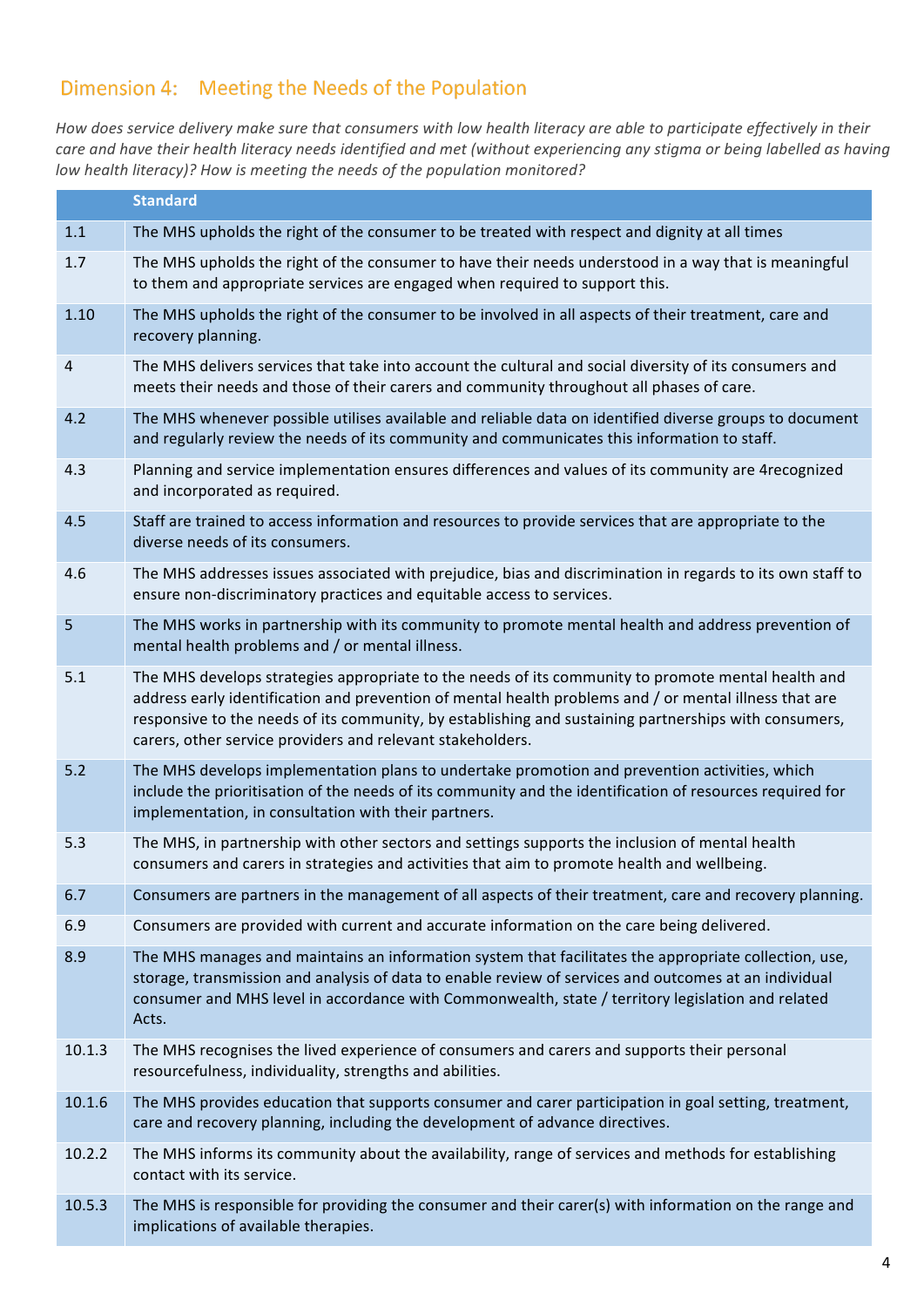## Dimension 4: Meeting the Needs of the Population

*How does service delivery make sure that consumers with low health literacy are able to participate effectively in their care and have their health literacy needs identified and met (without experiencing any stigma or being labelled as having low health literacy)? How is meeting the needs of the population monitored?*

| | Standard |
|---|---|
| 1.1 | The MHS upholds the right of the consumer to be treated with respect and dignity at all times |
| 1.7 | The MHS upholds the right of the consumer to have their needs understood in a way that is meaningful to them and appropriate services are engaged when required to support this. |
| 1.10 | The MHS upholds the right of the consumer to be involved in all aspects of their treatment, care and recovery planning. |
| 4 | The MHS delivers services that take into account the cultural and social diversity of its consumers and meets their needs and those of their carers and community throughout all phases of care. |
| 4.2 | The MHS whenever possible utilises available and reliable data on identified diverse groups to document and regularly review the needs of its community and communicates this information to staff. |
| 4.3 | Planning and service implementation ensures differences and values of its community are 4recognized and incorporated as required. |
| 4.5 | Staff are trained to access information and resources to provide services that are appropriate to the diverse needs of its consumers. |
| 4.6 | The MHS addresses issues associated with prejudice, bias and discrimination in regards to its own staff to ensure non-discriminatory practices and equitable access to services. |
| 5 | The MHS works in partnership with its community to promote mental health and address prevention of mental health problems and / or mental illness. |
| 5.1 | The MHS develops strategies appropriate to the needs of its community to promote mental health and address early identification and prevention of mental health problems and / or mental illness that are responsive to the needs of its community, by establishing and sustaining partnerships with consumers, carers, other service providers and relevant stakeholders. |
| 5.2 | The MHS develops implementation plans to undertake promotion and prevention activities, which include the prioritisation of the needs of its community and the identification of resources required for implementation, in consultation with their partners. |
| 5.3 | The MHS, in partnership with other sectors and settings supports the inclusion of mental health consumers and carers in strategies and activities that aim to promote health and wellbeing. |
| 6.7 | Consumers are partners in the management of all aspects of their treatment, care and recovery planning. |
| 6.9 | Consumers are provided with current and accurate information on the care being delivered. |
| 8.9 | The MHS manages and maintains an information system that facilitates the appropriate collection, use, storage, transmission and analysis of data to enable review of services and outcomes at an individual consumer and MHS level in accordance with Commonwealth, state / territory legislation and related Acts. |
| 10.1.3 | The MHS recognises the lived experience of consumers and carers and supports their personal resourcefulness, individuality, strengths and abilities. |
| 10.1.6 | The MHS provides education that supports consumer and carer participation in goal setting, treatment, care and recovery planning, including the development of advance directives. |
| 10.2.2 | The MHS informs its community about the availability, range of services and methods for establishing contact with its service. |
| 10.5.3 | The MHS is responsible for providing the consumer and their carer(s) with information on the range and implications of available therapies. |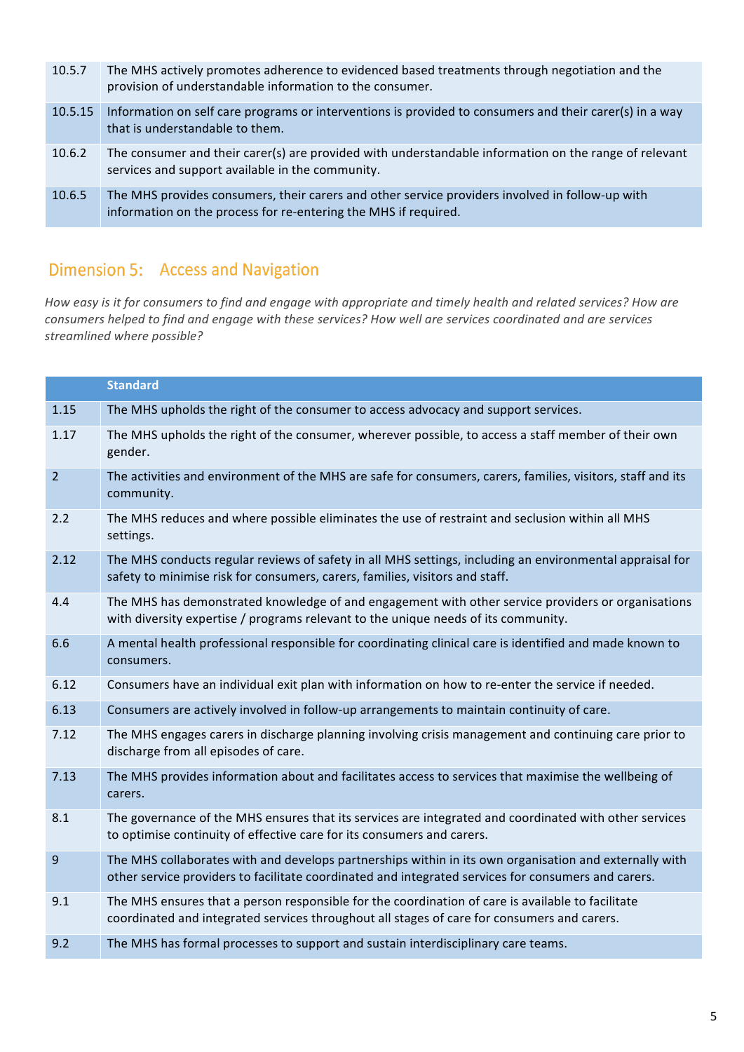| | |
|---|---|
| 10.5.7 | The MHS actively promotes adherence to evidenced based treatments through negotiation and the provision of understandable information to the consumer. |
| 10.5.15 | Information on self care programs or interventions is provided to consumers and their carer(s) in a way that is understandable to them. |
| 10.6.2 | The consumer and their carer(s) are provided with understandable information on the range of relevant services and support available in the community. |
| 10.6.5 | The MHS provides consumers, their carers and other service providers involved in follow-up with information on the process for re-entering the MHS if required. |

## Dimension 5: Access and Navigation

*How easy is it for consumers to find and engage with appropriate and timely health and related services? How are consumers helped to find and engage with these services? How well are services coordinated and are services streamlined where possible?*

| | Standard |
|---|---|
| 1.15 | The MHS upholds the right of the consumer to access advocacy and support services. |
| 1.17 | The MHS upholds the right of the consumer, wherever possible, to access a staff member of their own gender. |
| 2 | The activities and environment of the MHS are safe for consumers, carers, families, visitors, staff and its community. |
| 2.2 | The MHS reduces and where possible eliminates the use of restraint and seclusion within all MHS settings. |
| 2.12 | The MHS conducts regular reviews of safety in all MHS settings, including an environmental appraisal for safety to minimise risk for consumers, carers, families, visitors and staff. |
| 4.4 | The MHS has demonstrated knowledge of and engagement with other service providers or organisations with diversity expertise / programs relevant to the unique needs of its community. |
| 6.6 | A mental health professional responsible for coordinating clinical care is identified and made known to consumers. |
| 6.12 | Consumers have an individual exit plan with information on how to re-enter the service if needed. |
| 6.13 | Consumers are actively involved in follow-up arrangements to maintain continuity of care. |
| 7.12 | The MHS engages carers in discharge planning involving crisis management and continuing care prior to discharge from all episodes of care. |
| 7.13 | The MHS provides information about and facilitates access to services that maximise the wellbeing of carers. |
| 8.1 | The governance of the MHS ensures that its services are integrated and coordinated with other services to optimise continuity of effective care for its consumers and carers. |
| 9 | The MHS collaborates with and develops partnerships within in its own organisation and externally with other service providers to facilitate coordinated and integrated services for consumers and carers. |
| 9.1 | The MHS ensures that a person responsible for the coordination of care is available to facilitate coordinated and integrated services throughout all stages of care for consumers and carers. |
| 9.2 | The MHS has formal processes to support and sustain interdisciplinary care teams. |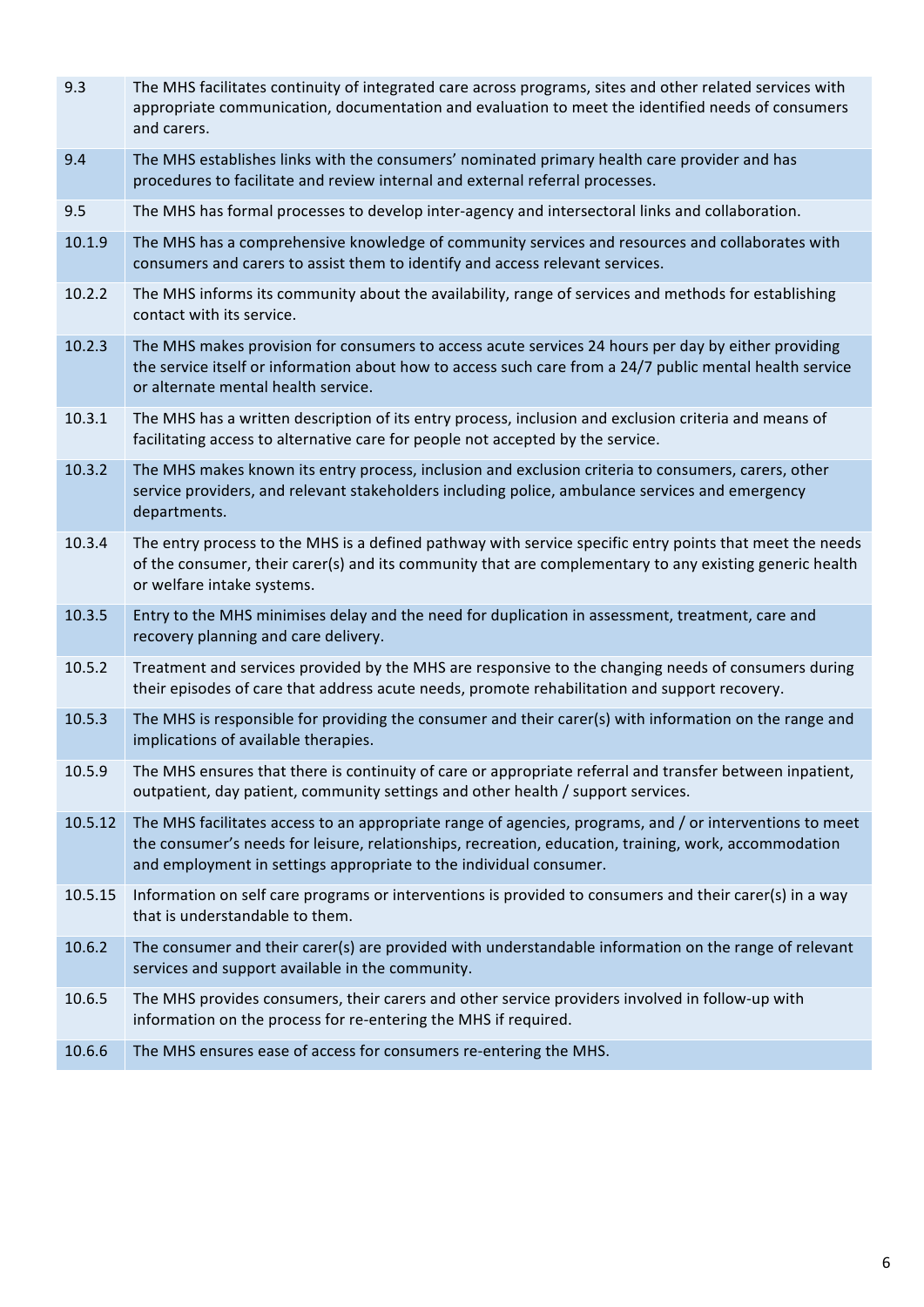| | |
|---|---|
| 9.3 | The MHS facilitates continuity of integrated care across programs, sites and other related services with appropriate communication, documentation and evaluation to meet the identified needs of consumers and carers. |
| 9.4 | The MHS establishes links with the consumers' nominated primary health care provider and has procedures to facilitate and review internal and external referral processes. |
| 9.5 | The MHS has formal processes to develop inter-agency and intersectoral links and collaboration. |
| 10.1.9 | The MHS has a comprehensive knowledge of community services and resources and collaborates with consumers and carers to assist them to identify and access relevant services. |
| 10.2.2 | The MHS informs its community about the availability, range of services and methods for establishing contact with its service. |
| 10.2.3 | The MHS makes provision for consumers to access acute services 24 hours per day by either providing the service itself or information about how to access such care from a 24/7 public mental health service or alternate mental health service. |
| 10.3.1 | The MHS has a written description of its entry process, inclusion and exclusion criteria and means of facilitating access to alternative care for people not accepted by the service. |
| 10.3.2 | The MHS makes known its entry process, inclusion and exclusion criteria to consumers, carers, other service providers, and relevant stakeholders including police, ambulance services and emergency departments. |
| 10.3.4 | The entry process to the MHS is a defined pathway with service specific entry points that meet the needs of the consumer, their carer(s) and its community that are complementary to any existing generic health or welfare intake systems. |
| 10.3.5 | Entry to the MHS minimises delay and the need for duplication in assessment, treatment, care and recovery planning and care delivery. |
| 10.5.2 | Treatment and services provided by the MHS are responsive to the changing needs of consumers during their episodes of care that address acute needs, promote rehabilitation and support recovery. |
| 10.5.3 | The MHS is responsible for providing the consumer and their carer(s) with information on the range and implications of available therapies. |
| 10.5.9 | The MHS ensures that there is continuity of care or appropriate referral and transfer between inpatient, outpatient, day patient, community settings and other health / support services. |
| 10.5.12 | The MHS facilitates access to an appropriate range of agencies, programs, and / or interventions to meet the consumer's needs for leisure, relationships, recreation, education, training, work, accommodation and employment in settings appropriate to the individual consumer. |
| 10.5.15 | Information on self care programs or interventions is provided to consumers and their carer(s) in a way that is understandable to them. |
| 10.6.2 | The consumer and their carer(s) are provided with understandable information on the range of relevant services and support available in the community. |
| 10.6.5 | The MHS provides consumers, their carers and other service providers involved in follow-up with information on the process for re-entering the MHS if required. |
| 10.6.6 | The MHS ensures ease of access for consumers re-entering the MHS. |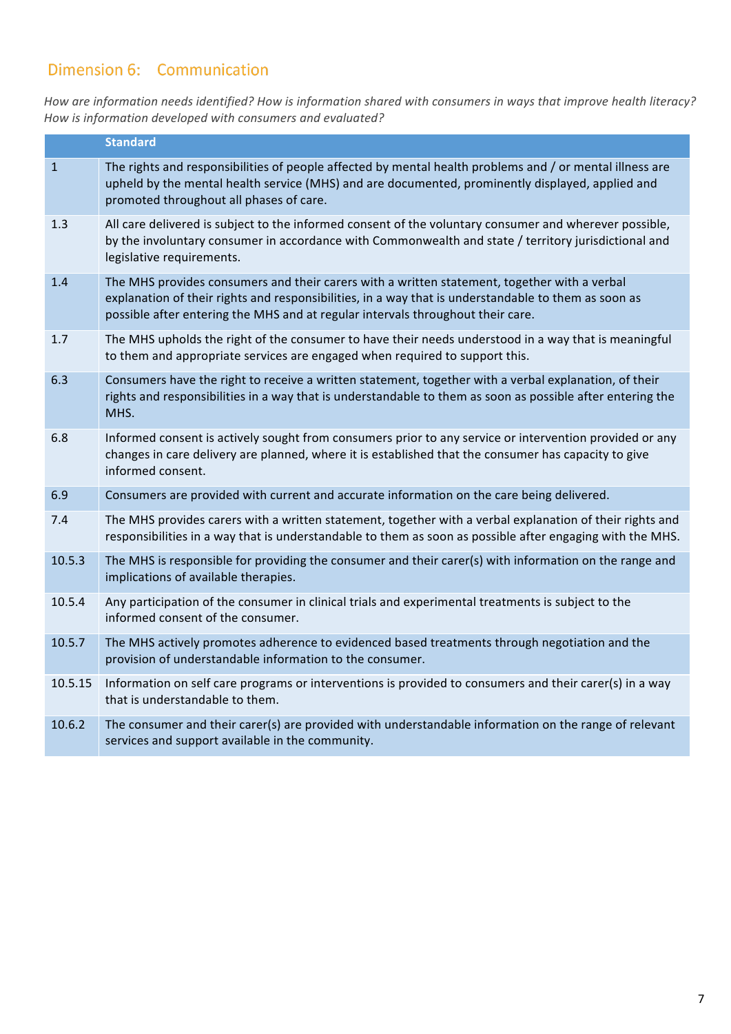## Dimension 6: Communication

*How are information needs identified? How is information shared with consumers in ways that improve health literacy? How is information developed with consumers and evaluated?*

| | Standard |
|---|---|
| 1 | The rights and responsibilities of people affected by mental health problems and / or mental illness are upheld by the mental health service (MHS) and are documented, prominently displayed, applied and promoted throughout all phases of care. |
| 1.3 | All care delivered is subject to the informed consent of the voluntary consumer and wherever possible, by the involuntary consumer in accordance with Commonwealth and state / territory jurisdictional and legislative requirements. |
| 1.4 | The MHS provides consumers and their carers with a written statement, together with a verbal explanation of their rights and responsibilities, in a way that is understandable to them as soon as possible after entering the MHS and at regular intervals throughout their care. |
| 1.7 | The MHS upholds the right of the consumer to have their needs understood in a way that is meaningful to them and appropriate services are engaged when required to support this. |
| 6.3 | Consumers have the right to receive a written statement, together with a verbal explanation, of their rights and responsibilities in a way that is understandable to them as soon as possible after entering the MHS. |
| 6.8 | Informed consent is actively sought from consumers prior to any service or intervention provided or any changes in care delivery are planned, where it is established that the consumer has capacity to give informed consent. |
| 6.9 | Consumers are provided with current and accurate information on the care being delivered. |
| 7.4 | The MHS provides carers with a written statement, together with a verbal explanation of their rights and responsibilities in a way that is understandable to them as soon as possible after engaging with the MHS. |
| 10.5.3 | The MHS is responsible for providing the consumer and their carer(s) with information on the range and implications of available therapies. |
| 10.5.4 | Any participation of the consumer in clinical trials and experimental treatments is subject to the informed consent of the consumer. |
| 10.5.7 | The MHS actively promotes adherence to evidenced based treatments through negotiation and the provision of understandable information to the consumer. |
| 10.5.15 | Information on self care programs or interventions is provided to consumers and their carer(s) in a way that is understandable to them. |
| 10.6.2 | The consumer and their carer(s) are provided with understandable information on the range of relevant services and support available in the community. |